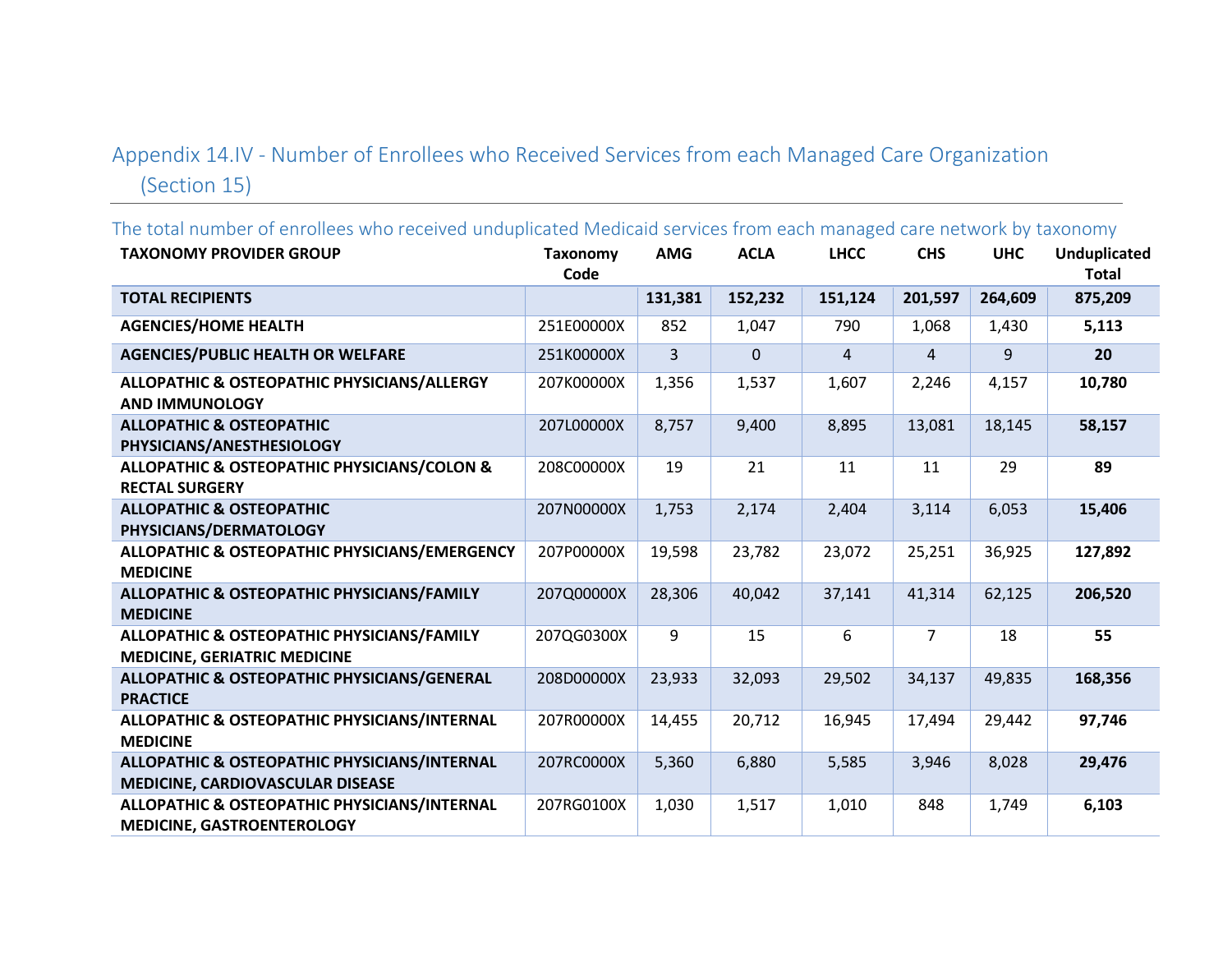## Appendix 14.IV - Number of Enrollees who Received Services from each Managed Care Organization (Section 15)

### The total number of enrollees who received unduplicated Medicaid services from each managed care network by taxonomy

| TAXONOMY PROVIDER GROUP | Taxonomy Code | AMG | ACLA | LHCC | CHS | UHC | Unduplicated Total |
|---|---|---|---|---|---|---|---|
| **TOTAL RECIPIENTS** | | **131,381** | **152,232** | **151,124** | **201,597** | **264,609** | **875,209** |
| **AGENCIES/HOME HEALTH** | 251E00000X | 852 | 1,047 | 790 | 1,068 | 1,430 | **5,113** |
| **AGENCIES/PUBLIC HEALTH OR WELFARE** | 251K00000X | 3 | 0 | 4 | 4 | 9 | **20** |
| **ALLOPATHIC & OSTEOPATHIC PHYSICIANS/ALLERGY AND IMMUNOLOGY** | 207K00000X | 1,356 | 1,537 | 1,607 | 2,246 | 4,157 | **10,780** |
| **ALLOPATHIC & OSTEOPATHIC PHYSICIANS/ANESTHESIOLOGY** | 207L00000X | 8,757 | 9,400 | 8,895 | 13,081 | 18,145 | **58,157** |
| **ALLOPATHIC & OSTEOPATHIC PHYSICIANS/COLON & RECTAL SURGERY** | 208C00000X | 19 | 21 | 11 | 11 | 29 | **89** |
| **ALLOPATHIC & OSTEOPATHIC PHYSICIANS/DERMATOLOGY** | 207N00000X | 1,753 | 2,174 | 2,404 | 3,114 | 6,053 | **15,406** |
| **ALLOPATHIC & OSTEOPATHIC PHYSICIANS/EMERGENCY MEDICINE** | 207P00000X | 19,598 | 23,782 | 23,072 | 25,251 | 36,925 | **127,892** |
| **ALLOPATHIC & OSTEOPATHIC PHYSICIANS/FAMILY MEDICINE** | 207Q00000X | 28,306 | 40,042 | 37,141 | 41,314 | 62,125 | **206,520** |
| **ALLOPATHIC & OSTEOPATHIC PHYSICIANS/FAMILY MEDICINE, GERIATRIC MEDICINE** | 207QG0300X | 9 | 15 | 6 | 7 | 18 | **55** |
| **ALLOPATHIC & OSTEOPATHIC PHYSICIANS/GENERAL PRACTICE** | 208D00000X | 23,933 | 32,093 | 29,502 | 34,137 | 49,835 | **168,356** |
| **ALLOPATHIC & OSTEOPATHIC PHYSICIANS/INTERNAL MEDICINE** | 207R00000X | 14,455 | 20,712 | 16,945 | 17,494 | 29,442 | **97,746** |
| **ALLOPATHIC & OSTEOPATHIC PHYSICIANS/INTERNAL MEDICINE, CARDIOVASCULAR DISEASE** | 207RC0000X | 5,360 | 6,880 | 5,585 | 3,946 | 8,028 | **29,476** |
| **ALLOPATHIC & OSTEOPATHIC PHYSICIANS/INTERNAL MEDICINE, GASTROENTEROLOGY** | 207RG0100X | 1,030 | 1,517 | 1,010 | 848 | 1,749 | **6,103** |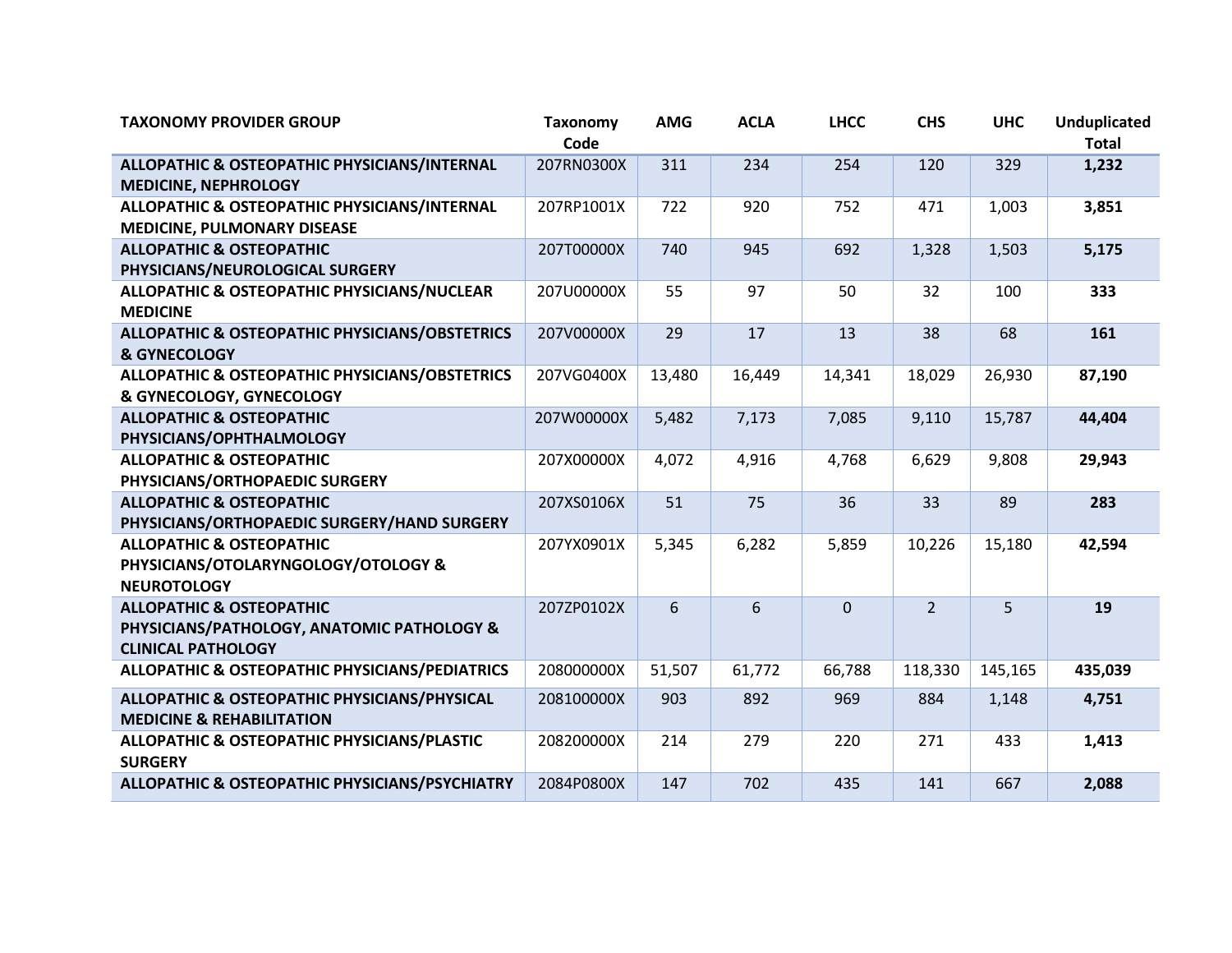| TAXONOMY PROVIDER GROUP | Taxonomy Code | AMG | ACLA | LHCC | CHS | UHC | Unduplicated Total |
|---|---|---|---|---|---|---|---|
| **ALLOPATHIC & OSTEOPATHIC PHYSICIANS/INTERNAL MEDICINE, NEPHROLOGY** | 207RN0300X | 311 | 234 | 254 | 120 | 329 | **1,232** |
| **ALLOPATHIC & OSTEOPATHIC PHYSICIANS/INTERNAL MEDICINE, PULMONARY DISEASE** | 207RP1001X | 722 | 920 | 752 | 471 | 1,003 | **3,851** |
| **ALLOPATHIC & OSTEOPATHIC PHYSICIANS/NEUROLOGICAL SURGERY** | 207T00000X | 740 | 945 | 692 | 1,328 | 1,503 | **5,175** |
| **ALLOPATHIC & OSTEOPATHIC PHYSICIANS/NUCLEAR MEDICINE** | 207U00000X | 55 | 97 | 50 | 32 | 100 | **333** |
| **ALLOPATHIC & OSTEOPATHIC PHYSICIANS/OBSTETRICS & GYNECOLOGY** | 207V00000X | 29 | 17 | 13 | 38 | 68 | **161** |
| **ALLOPATHIC & OSTEOPATHIC PHYSICIANS/OBSTETRICS & GYNECOLOGY, GYNECOLOGY** | 207VG0400X | 13,480 | 16,449 | 14,341 | 18,029 | 26,930 | **87,190** |
| **ALLOPATHIC & OSTEOPATHIC PHYSICIANS/OPHTHALMOLOGY** | 207W00000X | 5,482 | 7,173 | 7,085 | 9,110 | 15,787 | **44,404** |
| **ALLOPATHIC & OSTEOPATHIC PHYSICIANS/ORTHOPAEDIC SURGERY** | 207X00000X | 4,072 | 4,916 | 4,768 | 6,629 | 9,808 | **29,943** |
| **ALLOPATHIC & OSTEOPATHIC PHYSICIANS/ORTHOPAEDIC SURGERY/HAND SURGERY** | 207XS0106X | 51 | 75 | 36 | 33 | 89 | **283** |
| **ALLOPATHIC & OSTEOPATHIC PHYSICIANS/OTOLARYNGOLOGY/OTOLOGY & NEUROTOLOGY** | 207YX0901X | 5,345 | 6,282 | 5,859 | 10,226 | 15,180 | **42,594** |
| **ALLOPATHIC & OSTEOPATHIC PHYSICIANS/PATHOLOGY, ANATOMIC PATHOLOGY & CLINICAL PATHOLOGY** | 207ZP0102X | 6 | 6 | 0 | 2 | 5 | **19** |
| **ALLOPATHIC & OSTEOPATHIC PHYSICIANS/PEDIATRICS** | 208000000X | 51,507 | 61,772 | 66,788 | 118,330 | 145,165 | **435,039** |
| **ALLOPATHIC & OSTEOPATHIC PHYSICIANS/PHYSICAL MEDICINE & REHABILITATION** | 208100000X | 903 | 892 | 969 | 884 | 1,148 | **4,751** |
| **ALLOPATHIC & OSTEOPATHIC PHYSICIANS/PLASTIC SURGERY** | 208200000X | 214 | 279 | 220 | 271 | 433 | **1,413** |
| **ALLOPATHIC & OSTEOPATHIC PHYSICIANS/PSYCHIATRY** | 2084P0800X | 147 | 702 | 435 | 141 | 667 | **2,088** |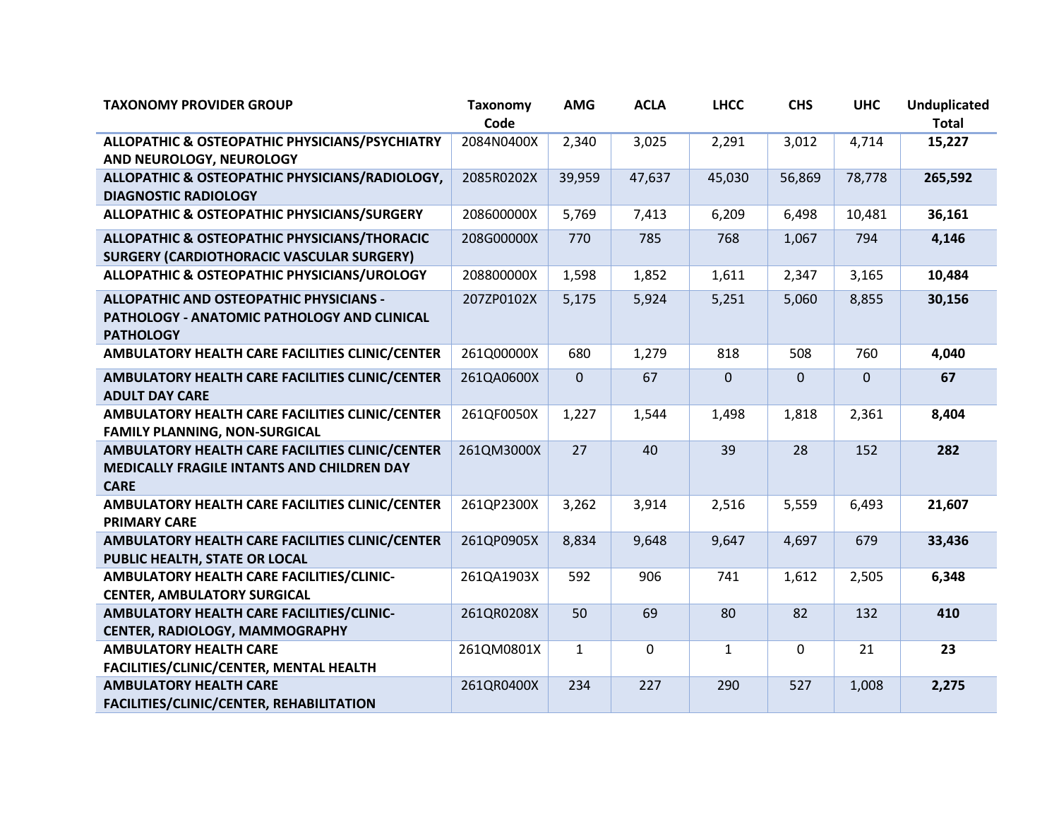| TAXONOMY PROVIDER GROUP | Taxonomy Code | AMG | ACLA | LHCC | CHS | UHC | Unduplicated Total |
|---|---|---|---|---|---|---|---|
| ALLOPATHIC & OSTEOPATHIC PHYSICIANS/PSYCHIATRY AND NEUROLOGY, NEUROLOGY | 2084N0400X | 2,340 | 3,025 | 2,291 | 3,012 | 4,714 | **15,227** |
| ALLOPATHIC & OSTEOPATHIC PHYSICIANS/RADIOLOGY, DIAGNOSTIC RADIOLOGY | 2085R0202X | 39,959 | 47,637 | 45,030 | 56,869 | 78,778 | **265,592** |
| ALLOPATHIC & OSTEOPATHIC PHYSICIANS/SURGERY | 208600000X | 5,769 | 7,413 | 6,209 | 6,498 | 10,481 | **36,161** |
| ALLOPATHIC & OSTEOPATHIC PHYSICIANS/THORACIC SURGERY (CARDIOTHORACIC VASCULAR SURGERY) | 208G00000X | 770 | 785 | 768 | 1,067 | 794 | **4,146** |
| ALLOPATHIC & OSTEOPATHIC PHYSICIANS/UROLOGY | 208800000X | 1,598 | 1,852 | 1,611 | 2,347 | 3,165 | **10,484** |
| ALLOPATHIC AND OSTEOPATHIC PHYSICIANS - PATHOLOGY - ANATOMIC PATHOLOGY AND CLINICAL PATHOLOGY | 207ZP0102X | 5,175 | 5,924 | 5,251 | 5,060 | 8,855 | **30,156** |
| AMBULATORY HEALTH CARE FACILITIES CLINIC/CENTER | 261Q00000X | 680 | 1,279 | 818 | 508 | 760 | **4,040** |
| AMBULATORY HEALTH CARE FACILITIES CLINIC/CENTER ADULT DAY CARE | 261QA0600X | 0 | 67 | 0 | 0 | 0 | **67** |
| AMBULATORY HEALTH CARE FACILITIES CLINIC/CENTER FAMILY PLANNING, NON-SURGICAL | 261QF0050X | 1,227 | 1,544 | 1,498 | 1,818 | 2,361 | **8,404** |
| AMBULATORY HEALTH CARE FACILITIES CLINIC/CENTER MEDICALLY FRAGILE INTANTS AND CHILDREN DAY CARE | 261QM3000X | 27 | 40 | 39 | 28 | 152 | **282** |
| AMBULATORY HEALTH CARE FACILITIES CLINIC/CENTER PRIMARY CARE | 261QP2300X | 3,262 | 3,914 | 2,516 | 5,559 | 6,493 | **21,607** |
| AMBULATORY HEALTH CARE FACILITIES CLINIC/CENTER PUBLIC HEALTH, STATE OR LOCAL | 261QP0905X | 8,834 | 9,648 | 9,647 | 4,697 | 679 | **33,436** |
| AMBULATORY HEALTH CARE FACILITIES/CLINIC-CENTER, AMBULATORY SURGICAL | 261QA1903X | 592 | 906 | 741 | 1,612 | 2,505 | **6,348** |
| AMBULATORY HEALTH CARE FACILITIES/CLINIC-CENTER, RADIOLOGY, MAMMOGRAPHY | 261QR0208X | 50 | 69 | 80 | 82 | 132 | **410** |
| AMBULATORY HEALTH CARE FACILITIES/CLINIC/CENTER, MENTAL HEALTH | 261QM0801X | 1 | 0 | 1 | 0 | 21 | **23** |
| AMBULATORY HEALTH CARE FACILITIES/CLINIC/CENTER, REHABILITATION | 261QR0400X | 234 | 227 | 290 | 527 | 1,008 | **2,275** |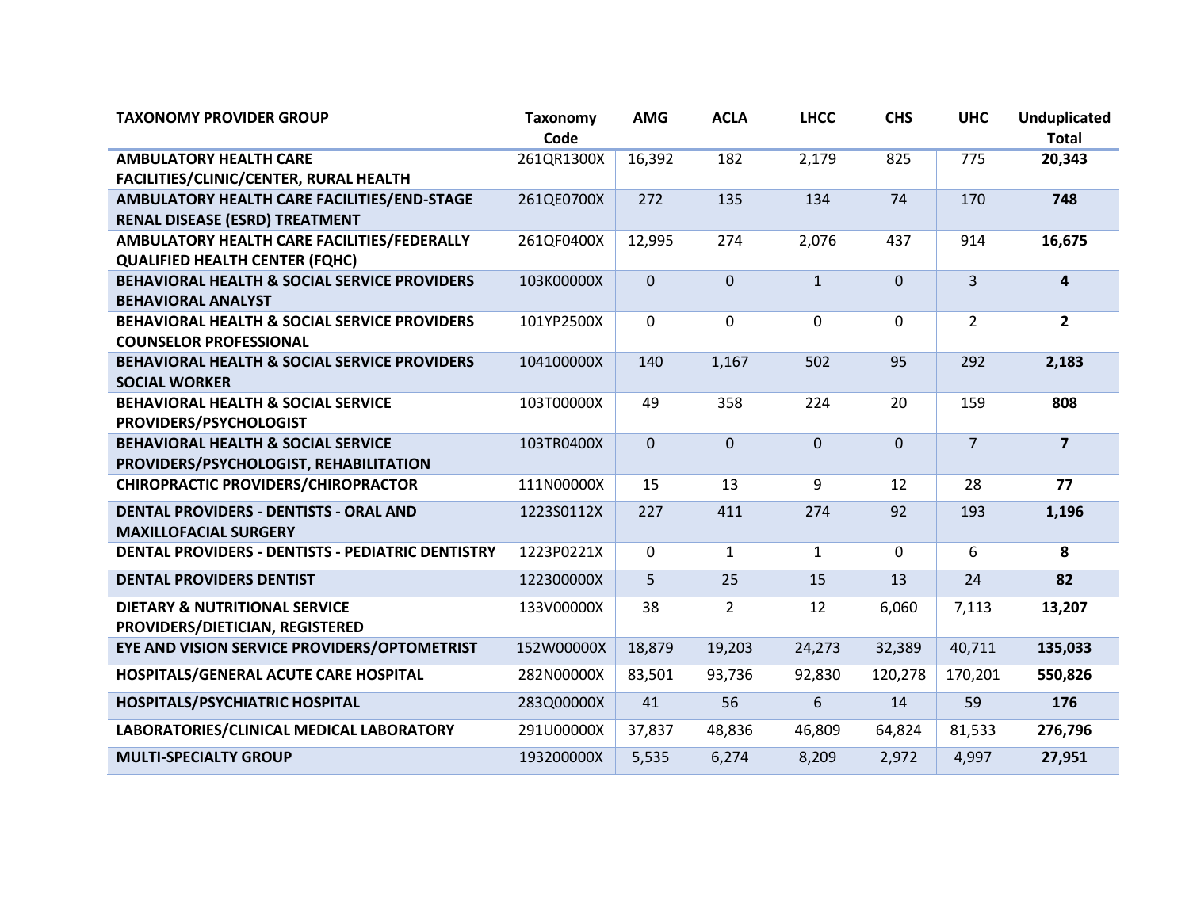| TAXONOMY PROVIDER GROUP | Taxonomy Code | AMG | ACLA | LHCC | CHS | UHC | Unduplicated Total |
|---|---|---|---|---|---|---|---|
| **AMBULATORY HEALTH CARE FACILITIES/CLINIC/CENTER, RURAL HEALTH** | 261QR1300X | 16,392 | 182 | 2,179 | 825 | 775 | **20,343** |
| **AMBULATORY HEALTH CARE FACILITIES/END-STAGE RENAL DISEASE (ESRD) TREATMENT** | 261QE0700X | 272 | 135 | 134 | 74 | 170 | **748** |
| **AMBULATORY HEALTH CARE FACILITIES/FEDERALLY QUALIFIED HEALTH CENTER (FQHC)** | 261QF0400X | 12,995 | 274 | 2,076 | 437 | 914 | **16,675** |
| **BEHAVIORAL HEALTH & SOCIAL SERVICE PROVIDERS BEHAVIORAL ANALYST** | 103K00000X | 0 | 0 | 1 | 0 | 3 | **4** |
| **BEHAVIORAL HEALTH & SOCIAL SERVICE PROVIDERS COUNSELOR PROFESSIONAL** | 101YP2500X | 0 | 0 | 0 | 0 | 2 | **2** |
| **BEHAVIORAL HEALTH & SOCIAL SERVICE PROVIDERS SOCIAL WORKER** | 104100000X | 140 | 1,167 | 502 | 95 | 292 | **2,183** |
| **BEHAVIORAL HEALTH & SOCIAL SERVICE PROVIDERS/PSYCHOLOGIST** | 103T00000X | 49 | 358 | 224 | 20 | 159 | **808** |
| **BEHAVIORAL HEALTH & SOCIAL SERVICE PROVIDERS/PSYCHOLOGIST, REHABILITATION** | 103TR0400X | 0 | 0 | 0 | 0 | 7 | **7** |
| **CHIROPRACTIC PROVIDERS/CHIROPRACTOR** | 111N00000X | 15 | 13 | 9 | 12 | 28 | **77** |
| **DENTAL PROVIDERS - DENTISTS - ORAL AND MAXILLOFACIAL SURGERY** | 1223S0112X | 227 | 411 | 274 | 92 | 193 | **1,196** |
| **DENTAL PROVIDERS - DENTISTS - PEDIATRIC DENTISTRY** | 1223P0221X | 0 | 1 | 1 | 0 | 6 | **8** |
| **DENTAL PROVIDERS DENTIST** | 122300000X | 5 | 25 | 15 | 13 | 24 | **82** |
| **DIETARY & NUTRITIONAL SERVICE PROVIDERS/DIETICIAN, REGISTERED** | 133V00000X | 38 | 2 | 12 | 6,060 | 7,113 | **13,207** |
| **EYE AND VISION SERVICE PROVIDERS/OPTOMETRIST** | 152W00000X | 18,879 | 19,203 | 24,273 | 32,389 | 40,711 | **135,033** |
| **HOSPITALS/GENERAL ACUTE CARE HOSPITAL** | 282N00000X | 83,501 | 93,736 | 92,830 | 120,278 | 170,201 | **550,826** |
| **HOSPITALS/PSYCHIATRIC HOSPITAL** | 283Q00000X | 41 | 56 | 6 | 14 | 59 | **176** |
| **LABORATORIES/CLINICAL MEDICAL LABORATORY** | 291U00000X | 37,837 | 48,836 | 46,809 | 64,824 | 81,533 | **276,796** |
| **MULTI-SPECIALTY GROUP** | 193200000X | 5,535 | 6,274 | 8,209 | 2,972 | 4,997 | **27,951** |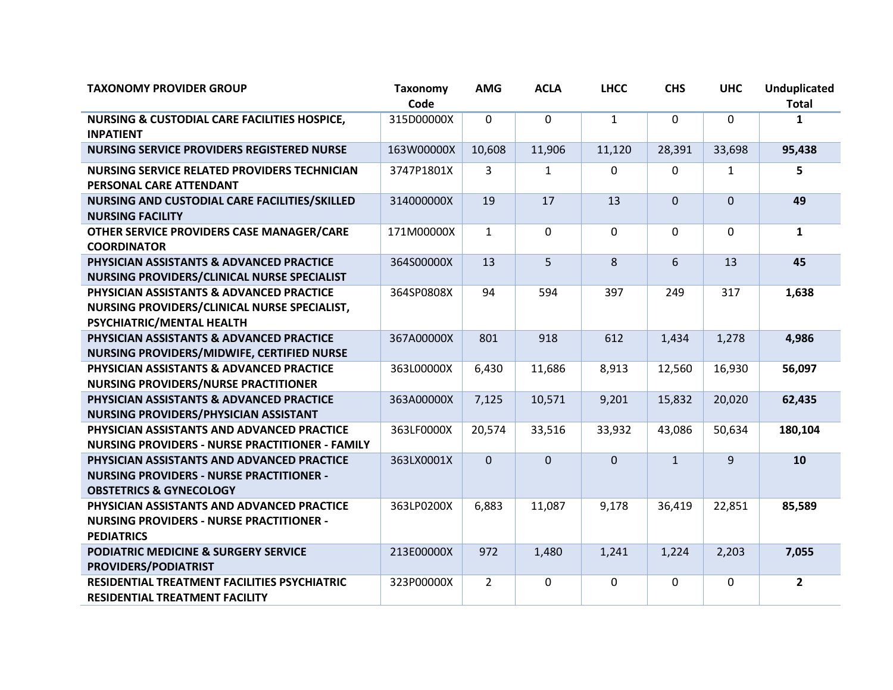| TAXONOMY PROVIDER GROUP | Taxonomy Code | AMG | ACLA | LHCC | CHS | UHC | Unduplicated Total |
|---|---|---|---|---|---|---|---|
| **NURSING & CUSTODIAL CARE FACILITIES HOSPICE, INPATIENT** | 315D00000X | 0 | 0 | 1 | 0 | 0 | **1** |
| **NURSING SERVICE PROVIDERS REGISTERED NURSE** | 163W00000X | 10,608 | 11,906 | 11,120 | 28,391 | 33,698 | **95,438** |
| **NURSING SERVICE RELATED PROVIDERS TECHNICIAN PERSONAL CARE ATTENDANT** | 3747P1801X | 3 | 1 | 0 | 0 | 1 | **5** |
| **NURSING AND CUSTODIAL CARE FACILITIES/SKILLED NURSING FACILITY** | 314000000X | 19 | 17 | 13 | 0 | 0 | **49** |
| **OTHER SERVICE PROVIDERS CASE MANAGER/CARE COORDINATOR** | 171M00000X | 1 | 0 | 0 | 0 | 0 | **1** |
| **PHYSICIAN ASSISTANTS & ADVANCED PRACTICE NURSING PROVIDERS/CLINICAL NURSE SPECIALIST** | 364S00000X | 13 | 5 | 8 | 6 | 13 | **45** |
| **PHYSICIAN ASSISTANTS & ADVANCED PRACTICE NURSING PROVIDERS/CLINICAL NURSE SPECIALIST, PSYCHIATRIC/MENTAL HEALTH** | 364SP0808X | 94 | 594 | 397 | 249 | 317 | **1,638** |
| **PHYSICIAN ASSISTANTS & ADVANCED PRACTICE NURSING PROVIDERS/MIDWIFE, CERTIFIED NURSE** | 367A00000X | 801 | 918 | 612 | 1,434 | 1,278 | **4,986** |
| **PHYSICIAN ASSISTANTS & ADVANCED PRACTICE NURSING PROVIDERS/NURSE PRACTITIONER** | 363L00000X | 6,430 | 11,686 | 8,913 | 12,560 | 16,930 | **56,097** |
| **PHYSICIAN ASSISTANTS & ADVANCED PRACTICE NURSING PROVIDERS/PHYSICIAN ASSISTANT** | 363A00000X | 7,125 | 10,571 | 9,201 | 15,832 | 20,020 | **62,435** |
| **PHYSICIAN ASSISTANTS AND ADVANCED PRACTICE NURSING PROVIDERS - NURSE PRACTITIONER - FAMILY** | 363LF0000X | 20,574 | 33,516 | 33,932 | 43,086 | 50,634 | **180,104** |
| **PHYSICIAN ASSISTANTS AND ADVANCED PRACTICE NURSING PROVIDERS - NURSE PRACTITIONER - OBSTETRICS & GYNECOLOGY** | 363LX0001X | 0 | 0 | 0 | 1 | 9 | **10** |
| **PHYSICIAN ASSISTANTS AND ADVANCED PRACTICE NURSING PROVIDERS - NURSE PRACTITIONER - PEDIATRICS** | 363LP0200X | 6,883 | 11,087 | 9,178 | 36,419 | 22,851 | **85,589** |
| **PODIATRIC MEDICINE & SURGERY SERVICE PROVIDERS/PODIATRIST** | 213E00000X | 972 | 1,480 | 1,241 | 1,224 | 2,203 | **7,055** |
| **RESIDENTIAL TREATMENT FACILITIES PSYCHIATRIC RESIDENTIAL TREATMENT FACILITY** | 323P00000X | 2 | 0 | 0 | 0 | 0 | **2** |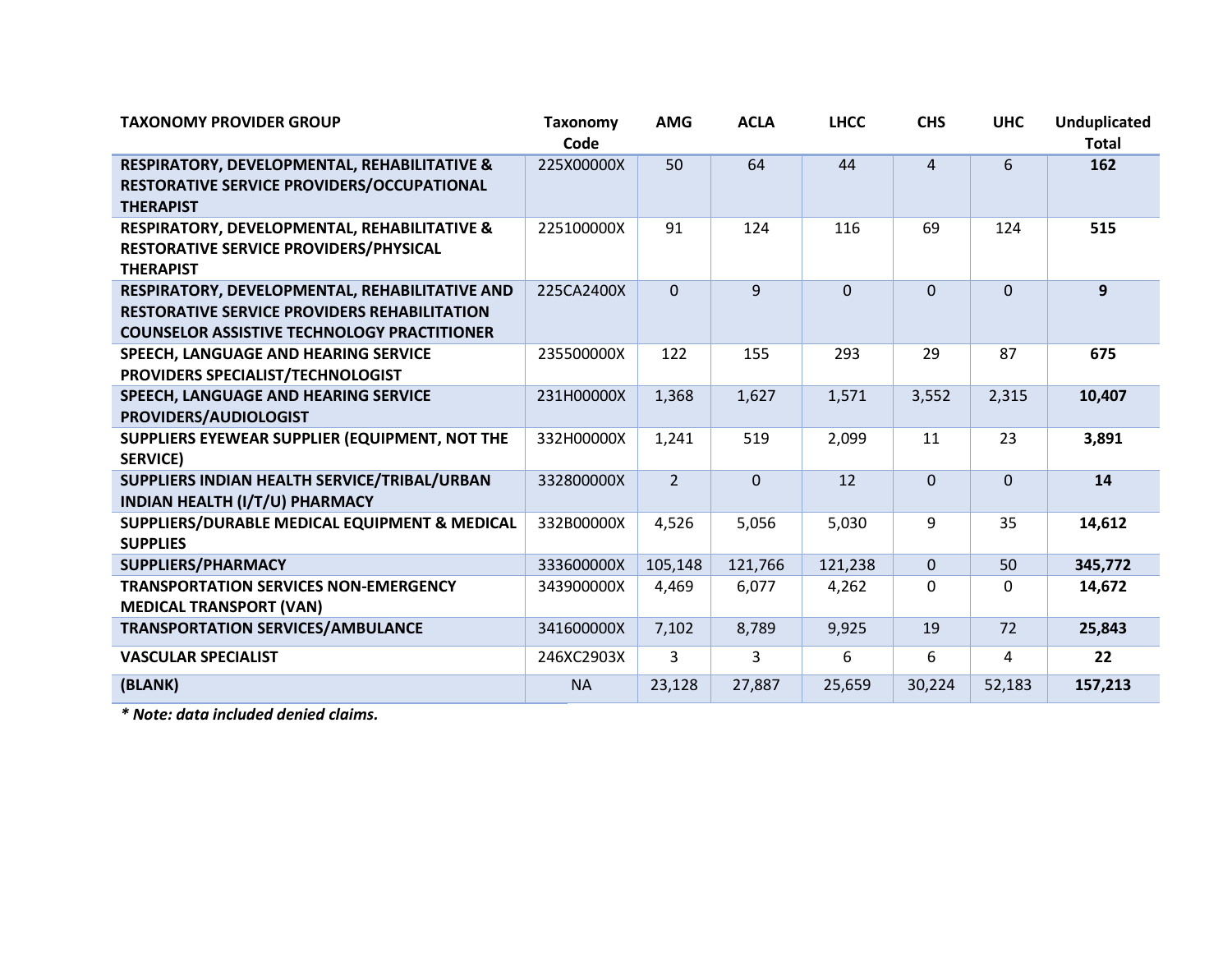| TAXONOMY PROVIDER GROUP | Taxonomy Code | AMG | ACLA | LHCC | CHS | UHC | Unduplicated Total |
|---|---|---|---|---|---|---|---|
| **RESPIRATORY, DEVELOPMENTAL, REHABILITATIVE & RESTORATIVE SERVICE PROVIDERS/OCCUPATIONAL THERAPIST** | 225X00000X | 50 | 64 | 44 | 4 | 6 | **162** |
| **RESPIRATORY, DEVELOPMENTAL, REHABILITATIVE & RESTORATIVE SERVICE PROVIDERS/PHYSICAL THERAPIST** | 225100000X | 91 | 124 | 116 | 69 | 124 | **515** |
| **RESPIRATORY, DEVELOPMENTAL, REHABILITATIVE AND RESTORATIVE SERVICE PROVIDERS REHABILITATION COUNSELOR ASSISTIVE TECHNOLOGY PRACTITIONER** | 225CA2400X | 0 | 9 | 0 | 0 | 0 | **9** |
| **SPEECH, LANGUAGE AND HEARING SERVICE PROVIDERS SPECIALIST/TECHNOLOGIST** | 235500000X | 122 | 155 | 293 | 29 | 87 | **675** |
| **SPEECH, LANGUAGE AND HEARING SERVICE PROVIDERS/AUDIOLOGIST** | 231H00000X | 1,368 | 1,627 | 1,571 | 3,552 | 2,315 | **10,407** |
| **SUPPLIERS EYEWEAR SUPPLIER (EQUIPMENT, NOT THE SERVICE)** | 332H00000X | 1,241 | 519 | 2,099 | 11 | 23 | **3,891** |
| **SUPPLIERS INDIAN HEALTH SERVICE/TRIBAL/URBAN INDIAN HEALTH (I/T/U) PHARMACY** | 332800000X | 2 | 0 | 12 | 0 | 0 | **14** |
| **SUPPLIERS/DURABLE MEDICAL EQUIPMENT & MEDICAL SUPPLIES** | 332B00000X | 4,526 | 5,056 | 5,030 | 9 | 35 | **14,612** |
| **SUPPLIERS/PHARMACY** | 333600000X | 105,148 | 121,766 | 121,238 | 0 | 50 | **345,772** |
| **TRANSPORTATION SERVICES NON-EMERGENCY MEDICAL TRANSPORT (VAN)** | 343900000X | 4,469 | 6,077 | 4,262 | 0 | 0 | **14,672** |
| **TRANSPORTATION SERVICES/AMBULANCE** | 341600000X | 7,102 | 8,789 | 9,925 | 19 | 72 | **25,843** |
| **VASCULAR SPECIALIST** | 246XC2903X | 3 | 3 | 6 | 6 | 4 | **22** |
| **(BLANK)** | NA | 23,128 | 27,887 | 25,659 | 30,224 | 52,183 | **157,213** |

***\* Note: data included denied claims.***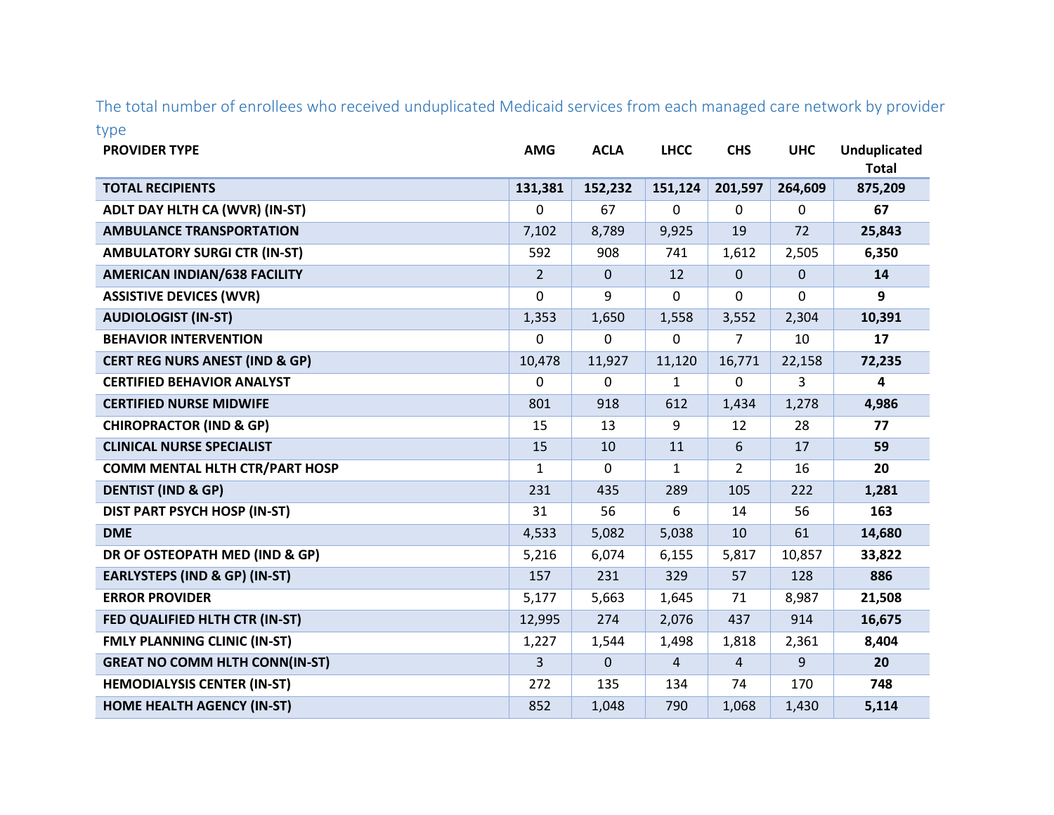The total number of enrollees who received unduplicated Medicaid services from each managed care network by provider type

| PROVIDER TYPE | AMG | ACLA | LHCC | CHS | UHC | Unduplicated Total |
|---|---|---|---|---|---|---|
| **TOTAL RECIPIENTS** | **131,381** | **152,232** | **151,124** | **201,597** | **264,609** | **875,209** |
| **ADLT DAY HLTH CA (WVR) (IN-ST)** | 0 | 67 | 0 | 0 | 0 | **67** |
| **AMBULANCE TRANSPORTATION** | 7,102 | 8,789 | 9,925 | 19 | 72 | **25,843** |
| **AMBULATORY SURGI CTR (IN-ST)** | 592 | 908 | 741 | 1,612 | 2,505 | **6,350** |
| **AMERICAN INDIAN/638 FACILITY** | 2 | 0 | 12 | 0 | 0 | **14** |
| **ASSISTIVE DEVICES (WVR)** | 0 | 9 | 0 | 0 | 0 | **9** |
| **AUDIOLOGIST (IN-ST)** | 1,353 | 1,650 | 1,558 | 3,552 | 2,304 | **10,391** |
| **BEHAVIOR INTERVENTION** | 0 | 0 | 0 | 7 | 10 | **17** |
| **CERT REG NURS ANEST (IND & GP)** | 10,478 | 11,927 | 11,120 | 16,771 | 22,158 | **72,235** |
| **CERTIFIED BEHAVIOR ANALYST** | 0 | 0 | 1 | 0 | 3 | **4** |
| **CERTIFIED NURSE MIDWIFE** | 801 | 918 | 612 | 1,434 | 1,278 | **4,986** |
| **CHIROPRACTOR (IND & GP)** | 15 | 13 | 9 | 12 | 28 | **77** |
| **CLINICAL NURSE SPECIALIST** | 15 | 10 | 11 | 6 | 17 | **59** |
| **COMM MENTAL HLTH CTR/PART HOSP** | 1 | 0 | 1 | 2 | 16 | **20** |
| **DENTIST (IND & GP)** | 231 | 435 | 289 | 105 | 222 | **1,281** |
| **DIST PART PSYCH HOSP (IN-ST)** | 31 | 56 | 6 | 14 | 56 | **163** |
| **DME** | 4,533 | 5,082 | 5,038 | 10 | 61 | **14,680** |
| **DR OF OSTEOPATH MED (IND & GP)** | 5,216 | 6,074 | 6,155 | 5,817 | 10,857 | **33,822** |
| **EARLYSTEPS (IND & GP) (IN-ST)** | 157 | 231 | 329 | 57 | 128 | **886** |
| **ERROR PROVIDER** | 5,177 | 5,663 | 1,645 | 71 | 8,987 | **21,508** |
| **FED QUALIFIED HLTH CTR (IN-ST)** | 12,995 | 274 | 2,076 | 437 | 914 | **16,675** |
| **FMLY PLANNING CLINIC (IN-ST)** | 1,227 | 1,544 | 1,498 | 1,818 | 2,361 | **8,404** |
| **GREAT NO COMM HLTH CONN(IN-ST)** | 3 | 0 | 4 | 4 | 9 | **20** |
| **HEMODIALYSIS CENTER (IN-ST)** | 272 | 135 | 134 | 74 | 170 | **748** |
| **HOME HEALTH AGENCY (IN-ST)** | 852 | 1,048 | 790 | 1,068 | 1,430 | **5,114** |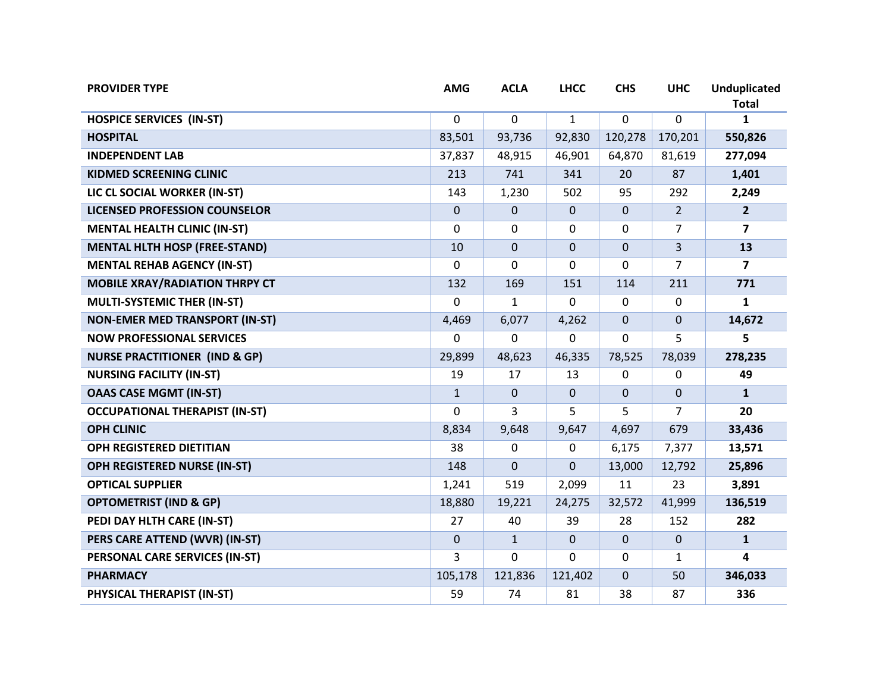| PROVIDER TYPE | AMG | ACLA | LHCC | CHS | UHC | Unduplicated Total |
|---|---|---|---|---|---|---|
| HOSPICE SERVICES (IN-ST) | 0 | 0 | 1 | 0 | 0 | **1** |
| HOSPITAL | 83,501 | 93,736 | 92,830 | 120,278 | 170,201 | **550,826** |
| INDEPENDENT LAB | 37,837 | 48,915 | 46,901 | 64,870 | 81,619 | **277,094** |
| KIDMED SCREENING CLINIC | 213 | 741 | 341 | 20 | 87 | **1,401** |
| LIC CL SOCIAL WORKER (IN-ST) | 143 | 1,230 | 502 | 95 | 292 | **2,249** |
| LICENSED PROFESSION COUNSELOR | 0 | 0 | 0 | 0 | 2 | **2** |
| MENTAL HEALTH CLINIC (IN-ST) | 0 | 0 | 0 | 0 | 7 | **7** |
| MENTAL HLTH HOSP (FREE-STAND) | 10 | 0 | 0 | 0 | 3 | **13** |
| MENTAL REHAB AGENCY (IN-ST) | 0 | 0 | 0 | 0 | 7 | **7** |
| MOBILE XRAY/RADIATION THRPY CT | 132 | 169 | 151 | 114 | 211 | **771** |
| MULTI-SYSTEMIC THER (IN-ST) | 0 | 1 | 0 | 0 | 0 | **1** |
| NON-EMER MED TRANSPORT (IN-ST) | 4,469 | 6,077 | 4,262 | 0 | 0 | **14,672** |
| NOW PROFESSIONAL SERVICES | 0 | 0 | 0 | 0 | 5 | **5** |
| NURSE PRACTITIONER (IND & GP) | 29,899 | 48,623 | 46,335 | 78,525 | 78,039 | **278,235** |
| NURSING FACILITY (IN-ST) | 19 | 17 | 13 | 0 | 0 | **49** |
| OAAS CASE MGMT (IN-ST) | 1 | 0 | 0 | 0 | 0 | **1** |
| OCCUPATIONAL THERAPIST (IN-ST) | 0 | 3 | 5 | 5 | 7 | **20** |
| OPH CLINIC | 8,834 | 9,648 | 9,647 | 4,697 | 679 | **33,436** |
| OPH REGISTERED DIETITIAN | 38 | 0 | 0 | 6,175 | 7,377 | **13,571** |
| OPH REGISTERED NURSE (IN-ST) | 148 | 0 | 0 | 13,000 | 12,792 | **25,896** |
| OPTICAL SUPPLIER | 1,241 | 519 | 2,099 | 11 | 23 | **3,891** |
| OPTOMETRIST (IND & GP) | 18,880 | 19,221 | 24,275 | 32,572 | 41,999 | **136,519** |
| PEDI DAY HLTH CARE (IN-ST) | 27 | 40 | 39 | 28 | 152 | **282** |
| PERS CARE ATTEND (WVR) (IN-ST) | 0 | 1 | 0 | 0 | 0 | **1** |
| PERSONAL CARE SERVICES (IN-ST) | 3 | 0 | 0 | 0 | 1 | **4** |
| PHARMACY | 105,178 | 121,836 | 121,402 | 0 | 50 | **346,033** |
| PHYSICAL THERAPIST (IN-ST) | 59 | 74 | 81 | 38 | 87 | **336** |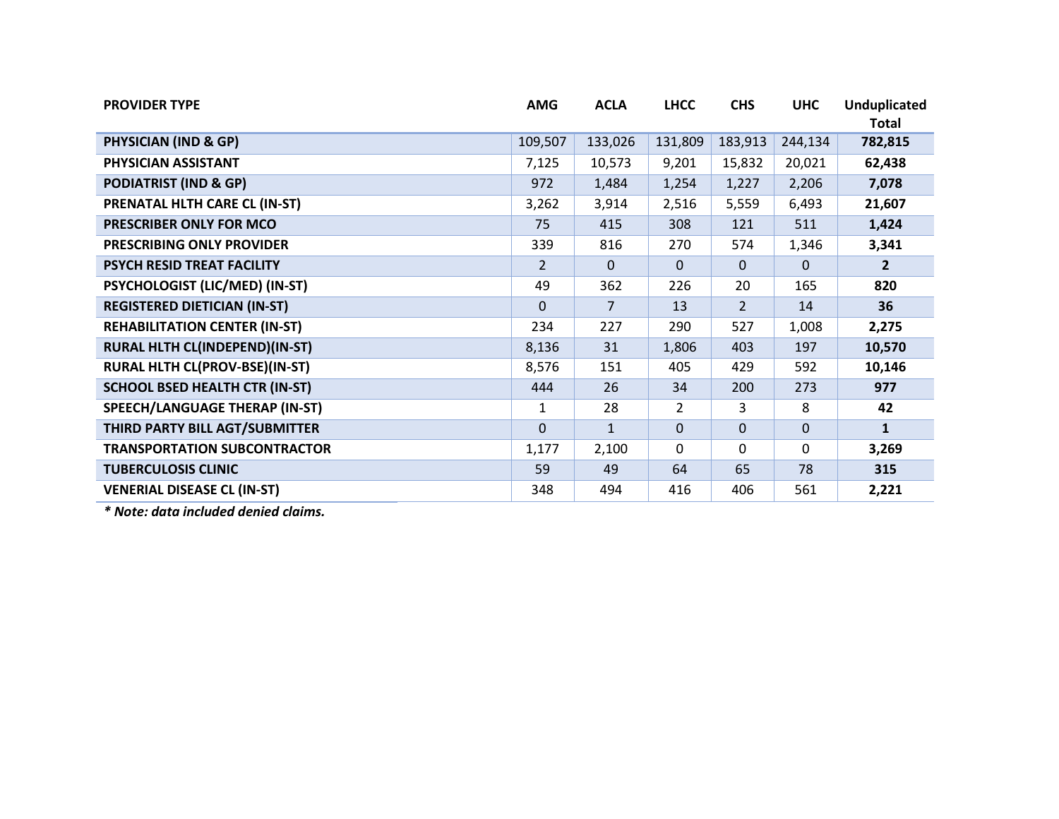| PROVIDER TYPE | AMG | ACLA | LHCC | CHS | UHC | Unduplicated Total |
|---|---|---|---|---|---|---|
| **PHYSICIAN (IND & GP)** | 109,507 | 133,026 | 131,809 | 183,913 | 244,134 | **782,815** |
| **PHYSICIAN ASSISTANT** | 7,125 | 10,573 | 9,201 | 15,832 | 20,021 | **62,438** |
| **PODIATRIST (IND & GP)** | 972 | 1,484 | 1,254 | 1,227 | 2,206 | **7,078** |
| **PRENATAL HLTH CARE CL (IN-ST)** | 3,262 | 3,914 | 2,516 | 5,559 | 6,493 | **21,607** |
| **PRESCRIBER ONLY FOR MCO** | 75 | 415 | 308 | 121 | 511 | **1,424** |
| **PRESCRIBING ONLY PROVIDER** | 339 | 816 | 270 | 574 | 1,346 | **3,341** |
| **PSYCH RESID TREAT FACILITY** | 2 | 0 | 0 | 0 | 0 | **2** |
| **PSYCHOLOGIST (LIC/MED) (IN-ST)** | 49 | 362 | 226 | 20 | 165 | **820** |
| **REGISTERED DIETICIAN (IN-ST)** | 0 | 7 | 13 | 2 | 14 | **36** |
| **REHABILITATION CENTER (IN-ST)** | 234 | 227 | 290 | 527 | 1,008 | **2,275** |
| **RURAL HLTH CL(INDEPEND)(IN-ST)** | 8,136 | 31 | 1,806 | 403 | 197 | **10,570** |
| **RURAL HLTH CL(PROV-BSE)(IN-ST)** | 8,576 | 151 | 405 | 429 | 592 | **10,146** |
| **SCHOOL BSED HEALTH CTR (IN-ST)** | 444 | 26 | 34 | 200 | 273 | **977** |
| **SPEECH/LANGUAGE THERAP (IN-ST)** | 1 | 28 | 2 | 3 | 8 | **42** |
| **THIRD PARTY BILL AGT/SUBMITTER** | 0 | 1 | 0 | 0 | 0 | **1** |
| **TRANSPORTATION SUBCONTRACTOR** | 1,177 | 2,100 | 0 | 0 | 0 | **3,269** |
| **TUBERCULOSIS CLINIC** | 59 | 49 | 64 | 65 | 78 | **315** |
| **VENERIAL DISEASE CL (IN-ST)** | 348 | 494 | 416 | 406 | 561 | **2,221** |

***\* Note: data included denied claims.***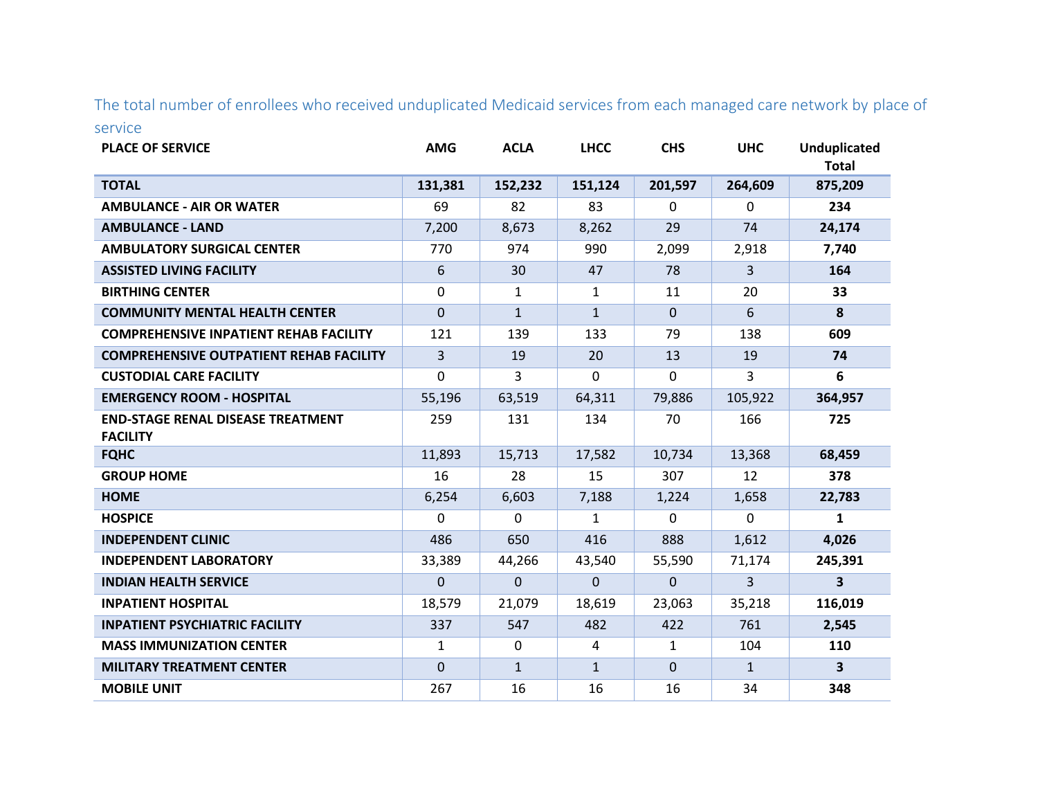The total number of enrollees who received unduplicated Medicaid services from each managed care network by place of service

| PLACE OF SERVICE | AMG | ACLA | LHCC | CHS | UHC | Unduplicated Total |
|---|---|---|---|---|---|---|
| **TOTAL** | **131,381** | **152,232** | **151,124** | **201,597** | **264,609** | **875,209** |
| **AMBULANCE - AIR OR WATER** | 69 | 82 | 83 | 0 | 0 | **234** |
| **AMBULANCE - LAND** | 7,200 | 8,673 | 8,262 | 29 | 74 | **24,174** |
| **AMBULATORY SURGICAL CENTER** | 770 | 974 | 990 | 2,099 | 2,918 | **7,740** |
| **ASSISTED LIVING FACILITY** | 6 | 30 | 47 | 78 | 3 | **164** |
| **BIRTHING CENTER** | 0 | 1 | 1 | 11 | 20 | **33** |
| **COMMUNITY MENTAL HEALTH CENTER** | 0 | 1 | 1 | 0 | 6 | **8** |
| **COMPREHENSIVE INPATIENT REHAB FACILITY** | 121 | 139 | 133 | 79 | 138 | **609** |
| **COMPREHENSIVE OUTPATIENT REHAB FACILITY** | 3 | 19 | 20 | 13 | 19 | **74** |
| **CUSTODIAL CARE FACILITY** | 0 | 3 | 0 | 0 | 3 | **6** |
| **EMERGENCY ROOM - HOSPITAL** | 55,196 | 63,519 | 64,311 | 79,886 | 105,922 | **364,957** |
| **END-STAGE RENAL DISEASE TREATMENT FACILITY** | 259 | 131 | 134 | 70 | 166 | **725** |
| **FQHC** | 11,893 | 15,713 | 17,582 | 10,734 | 13,368 | **68,459** |
| **GROUP HOME** | 16 | 28 | 15 | 307 | 12 | **378** |
| **HOME** | 6,254 | 6,603 | 7,188 | 1,224 | 1,658 | **22,783** |
| **HOSPICE** | 0 | 0 | 1 | 0 | 0 | **1** |
| **INDEPENDENT CLINIC** | 486 | 650 | 416 | 888 | 1,612 | **4,026** |
| **INDEPENDENT LABORATORY** | 33,389 | 44,266 | 43,540 | 55,590 | 71,174 | **245,391** |
| **INDIAN HEALTH SERVICE** | 0 | 0 | 0 | 0 | 3 | **3** |
| **INPATIENT HOSPITAL** | 18,579 | 21,079 | 18,619 | 23,063 | 35,218 | **116,019** |
| **INPATIENT PSYCHIATRIC FACILITY** | 337 | 547 | 482 | 422 | 761 | **2,545** |
| **MASS IMMUNIZATION CENTER** | 1 | 0 | 4 | 1 | 104 | **110** |
| **MILITARY TREATMENT CENTER** | 0 | 1 | 1 | 0 | 1 | **3** |
| **MOBILE UNIT** | 267 | 16 | 16 | 16 | 34 | **348** |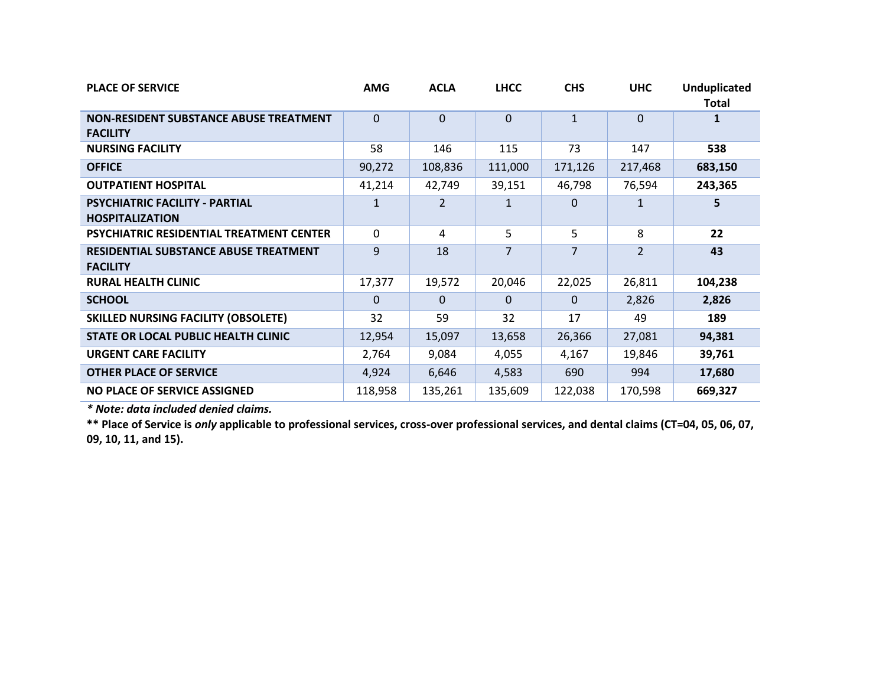| PLACE OF SERVICE | AMG | ACLA | LHCC | CHS | UHC | Unduplicated Total |
|---|---|---|---|---|---|---|
| NON-RESIDENT SUBSTANCE ABUSE TREATMENT FACILITY | 0 | 0 | 0 | 1 | 0 | **1** |
| NURSING FACILITY | 58 | 146 | 115 | 73 | 147 | **538** |
| OFFICE | 90,272 | 108,836 | 111,000 | 171,126 | 217,468 | **683,150** |
| OUTPATIENT HOSPITAL | 41,214 | 42,749 | 39,151 | 46,798 | 76,594 | **243,365** |
| PSYCHIATRIC FACILITY - PARTIAL HOSPITALIZATION | 1 | 2 | 1 | 0 | 1 | **5** |
| PSYCHIATRIC RESIDENTIAL TREATMENT CENTER | 0 | 4 | 5 | 5 | 8 | **22** |
| RESIDENTIAL SUBSTANCE ABUSE TREATMENT FACILITY | 9 | 18 | 7 | 7 | 2 | **43** |
| RURAL HEALTH CLINIC | 17,377 | 19,572 | 20,046 | 22,025 | 26,811 | **104,238** |
| SCHOOL | 0 | 0 | 0 | 0 | 2,826 | **2,826** |
| SKILLED NURSING FACILITY (OBSOLETE) | 32 | 59 | 32 | 17 | 49 | **189** |
| STATE OR LOCAL PUBLIC HEALTH CLINIC | 12,954 | 15,097 | 13,658 | 26,366 | 27,081 | **94,381** |
| URGENT CARE FACILITY | 2,764 | 9,084 | 4,055 | 4,167 | 19,846 | **39,761** |
| OTHER PLACE OF SERVICE | 4,924 | 6,646 | 4,583 | 690 | 994 | **17,680** |
| NO PLACE OF SERVICE ASSIGNED | 118,958 | 135,261 | 135,609 | 122,038 | 170,598 | **669,327** |

***\* Note: data included denied claims.***

**\*\* Place of Service is *only* applicable to professional services, cross-over professional services, and dental claims (CT=04, 05, 06, 07, 09, 10, 11, and 15).**